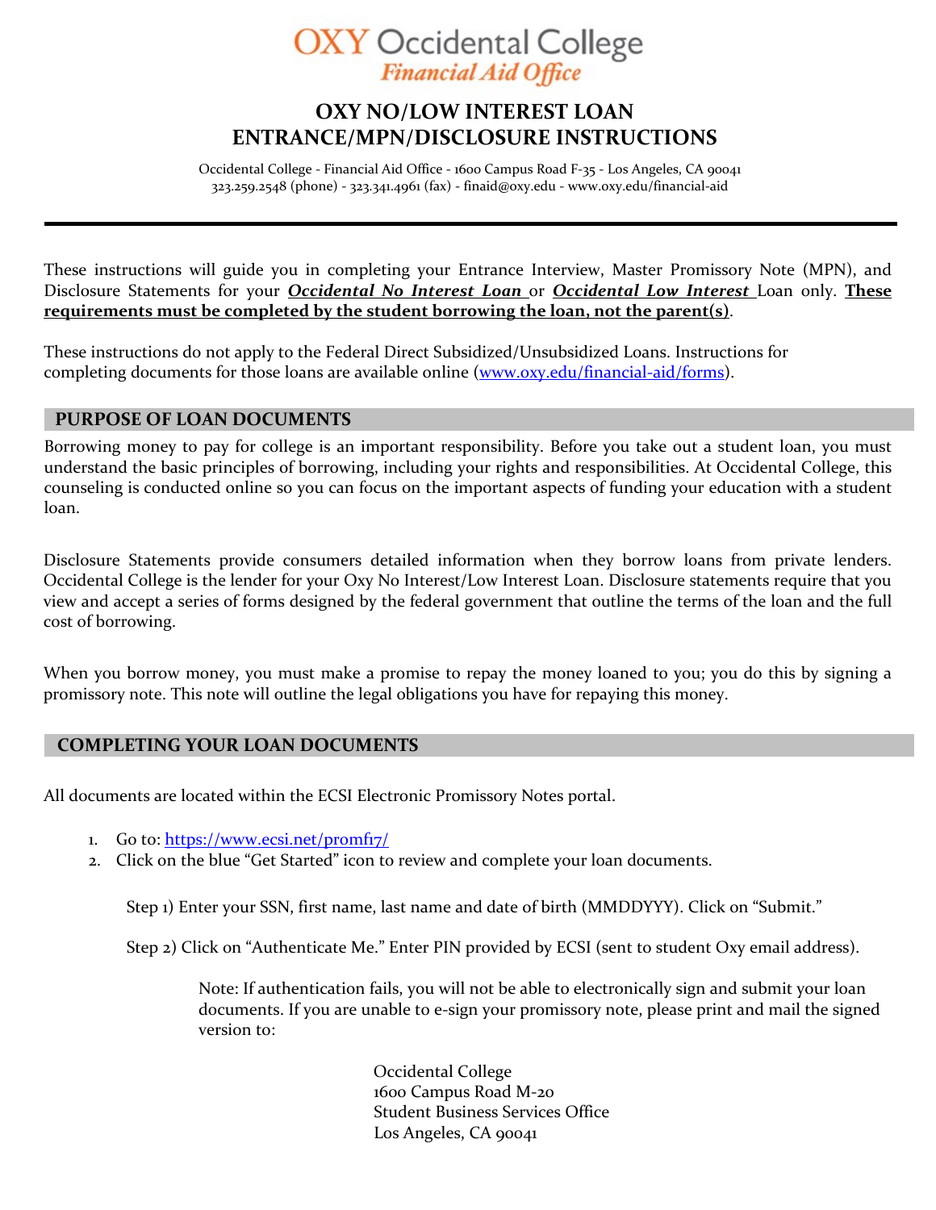# OXY Occidental College
## *Financial Aid Office*

# OXY NO/LOW INTEREST LOAN ENTRANCE/MPN/DISCLOSURE INSTRUCTIONS

Occidental College - Financial Aid Office - 1600 Campus Road F-35 - Los Angeles, CA 90041
323.259.2548 (phone) - 323.341.4961 (fax) - finaid@oxy.edu - www.oxy.edu/financial-aid

---

These instructions will guide you in completing your Entrance Interview, Master Promissory Note (MPN), and Disclosure Statements for your ***Occidental No Interest Loan*** or ***Occidental Low Interest*** Loan only. **These requirements must be completed by the student borrowing the loan, not the parent(s)**.

These instructions do not apply to the Federal Direct Subsidized/Unsubsidized Loans. Instructions for completing documents for those loans are available online ([www.oxy.edu/financial-aid/forms](www.oxy.edu/financial-aid/forms)).

## PURPOSE OF LOAN DOCUMENTS

Borrowing money to pay for college is an important responsibility. Before you take out a student loan, you must understand the basic principles of borrowing, including your rights and responsibilities. At Occidental College, this counseling is conducted online so you can focus on the important aspects of funding your education with a student loan.

Disclosure Statements provide consumers detailed information when they borrow loans from private lenders. Occidental College is the lender for your Oxy No Interest/Low Interest Loan. Disclosure statements require that you view and accept a series of forms designed by the federal government that outline the terms of the loan and the full cost of borrowing.

When you borrow money, you must make a promise to repay the money loaned to you; you do this by signing a promissory note. This note will outline the legal obligations you have for repaying this money.

## COMPLETING YOUR LOAN DOCUMENTS

All documents are located within the ECSI Electronic Promissory Notes portal.

1. Go to: [https://www.ecsi.net/promf17/](https://www.ecsi.net/promf17/)
2. Click on the blue "Get Started" icon to review and complete your loan documents.

    Step 1) Enter your SSN, first name, last name and date of birth (MMDDYYY). Click on "Submit."

    Step 2) Click on "Authenticate Me." Enter PIN provided by ECSI (sent to student Oxy email address).

    > Note: If authentication fails, you will not be able to electronically sign and submit your loan documents. If you are unable to e-sign your promissory note, please print and mail the signed version to:
    >
    > Occidental College
    > 1600 Campus Road M-20
    > Student Business Services Office
    > Los Angeles, CA 90041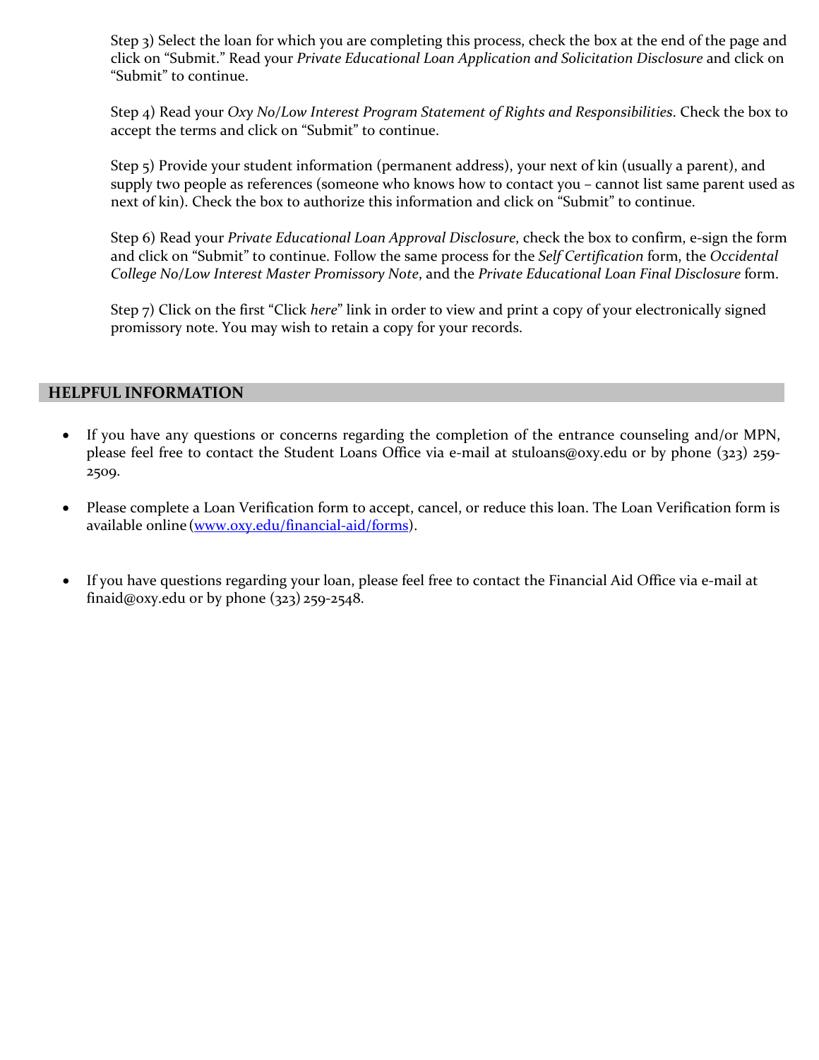Step 3) Select the loan for which you are completing this process, check the box at the end of the page and click on "Submit." Read your *Private Educational Loan Application and Solicitation Disclosure* and click on "Submit" to continue.

Step 4) Read your *Oxy No/Low Interest Program Statement of Rights and Responsibilities.* Check the box to accept the terms and click on "Submit" to continue.

Step 5) Provide your student information (permanent address), your next of kin (usually a parent), and supply two people as references (someone who knows how to contact you – cannot list same parent used as next of kin). Check the box to authorize this information and click on "Submit" to continue.

Step 6) Read your *Private Educational Loan Approval Disclosure*, check the box to confirm, e-sign the form and click on "Submit" to continue. Follow the same process for the *Self Certification* form, the *Occidental College No/Low Interest Master Promissory Note*, and the *Private Educational Loan Final Disclosure* form.

Step 7) Click on the first "Click *here*" link in order to view and print a copy of your electronically signed promissory note. You may wish to retain a copy for your records.

## HELPFUL INFORMATION

- If you have any questions or concerns regarding the completion of the entrance counseling and/or MPN, please feel free to contact the Student Loans Office via e-mail at stuloans@oxy.edu or by phone (323) 259-2509.

- Please complete a Loan Verification form to accept, cancel, or reduce this loan. The Loan Verification form is available online ([www.oxy.edu/financial-aid/forms](www.oxy.edu/financial-aid/forms)).

- If you have questions regarding your loan, please feel free to contact the Financial Aid Office via e-mail at finaid@oxy.edu or by phone (323) 259-2548.